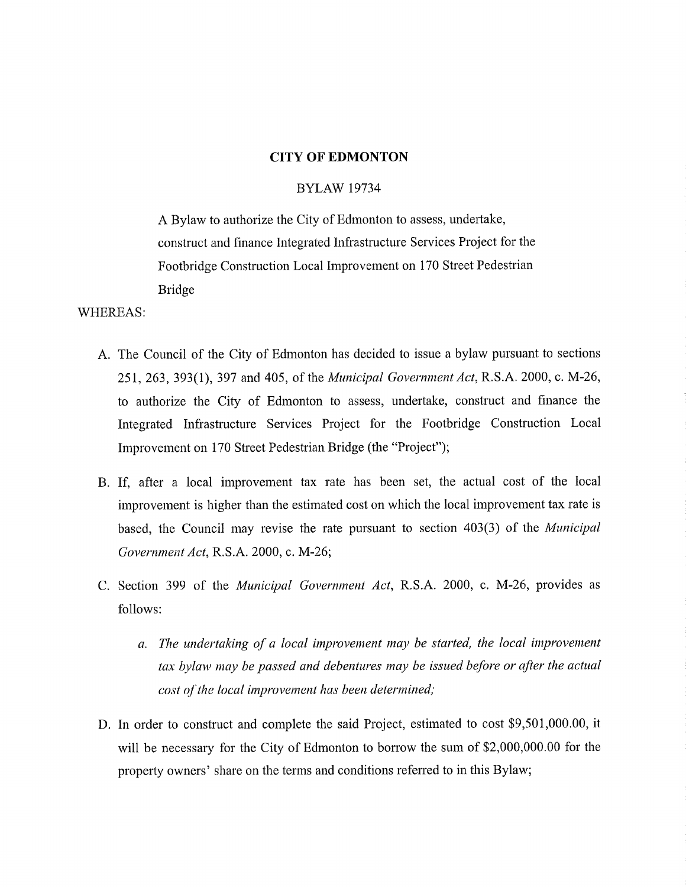**CITY OF EDMONTON**

BYLAW 19734

A Bylaw to authorize the City of Edmonton to assess, undertake, construct and finance Integrated Infrastructure Services Project for the Footbridge Construction Local Improvement on 170 Street Pedestrian Bridge

WHEREAS:

A. The Council of the City of Edmonton has decided to issue a bylaw pursuant to sections 251, 263, 393(1), 397 and 405, of the *Municipal Government Act*, R.S.A. 2000, c. M-26, to authorize the City of Edmonton to assess, undertake, construct and finance the Integrated Infrastructure Services Project for the Footbridge Construction Local Improvement on 170 Street Pedestrian Bridge (the "Project");

B. If, after a local improvement tax rate has been set, the actual cost of the local improvement is higher than the estimated cost on which the local improvement tax rate is based, the Council may revise the rate pursuant to section 403(3) of the *Municipal Government Act*, R.S.A. 2000, c. M-26;

C. Section 399 of the *Municipal Government Act*, R.S.A. 2000, c. M-26, provides as follows:

   a. *The undertaking of a local improvement may be started, the local improvement tax bylaw may be passed and debentures may be issued before or after the actual cost of the local improvement has been determined;*

D. In order to construct and complete the said Project, estimated to cost $9,501,000.00, it will be necessary for the City of Edmonton to borrow the sum of $2,000,000.00 for the property owners' share on the terms and conditions referred to in this Bylaw;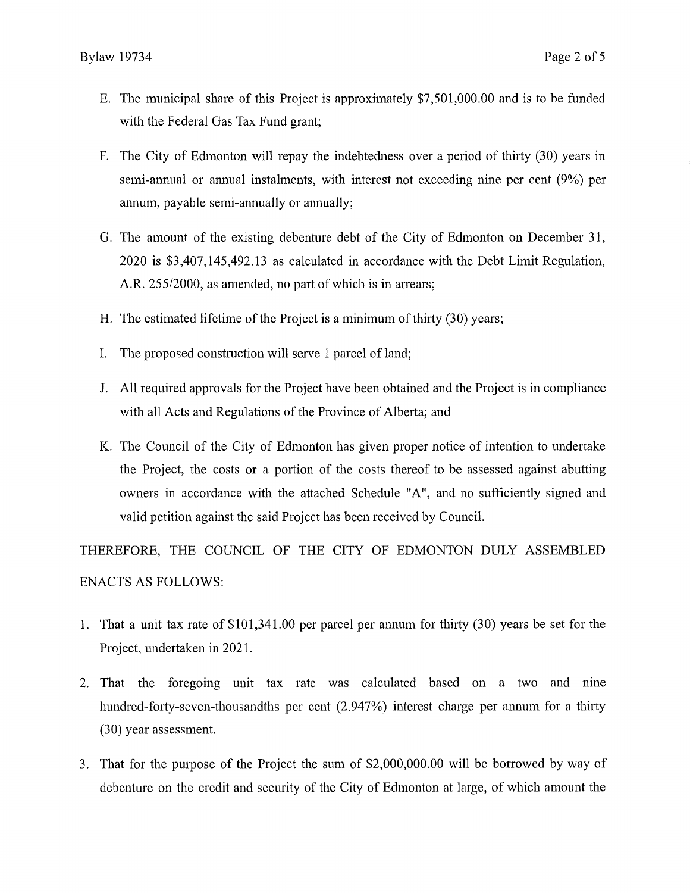E. The municipal share of this Project is approximately $7,501,000.00 and is to be funded with the Federal Gas Tax Fund grant;

F. The City of Edmonton will repay the indebtedness over a period of thirty (30) years in semi-annual or annual instalments, with interest not exceeding nine per cent (9%) per annum, payable semi-annually or annually;

G. The amount of the existing debenture debt of the City of Edmonton on December 31, 2020 is $3,407,145,492.13 as calculated in accordance with the Debt Limit Regulation, A.R. 255/2000, as amended, no part of which is in arrears;

H. The estimated lifetime of the Project is a minimum of thirty (30) years;

I. The proposed construction will serve 1 parcel of land;

J. All required approvals for the Project have been obtained and the Project is in compliance with all Acts and Regulations of the Province of Alberta; and

K. The Council of the City of Edmonton has given proper notice of intention to undertake the Project, the costs or a portion of the costs thereof to be assessed against abutting owners in accordance with the attached Schedule "A", and no sufficiently signed and valid petition against the said Project has been received by Council.

THEREFORE, THE COUNCIL OF THE CITY OF EDMONTON DULY ASSEMBLED ENACTS AS FOLLOWS:

1. That a unit tax rate of $101,341.00 per parcel per annum for thirty (30) years be set for the Project, undertaken in 2021.

2. That the foregoing unit tax rate was calculated based on a two and nine hundred-forty-seven-thousandths per cent (2.947%) interest charge per annum for a thirty (30) year assessment.

3. That for the purpose of the Project the sum of $2,000,000.00 will be borrowed by way of debenture on the credit and security of the City of Edmonton at large, of which amount the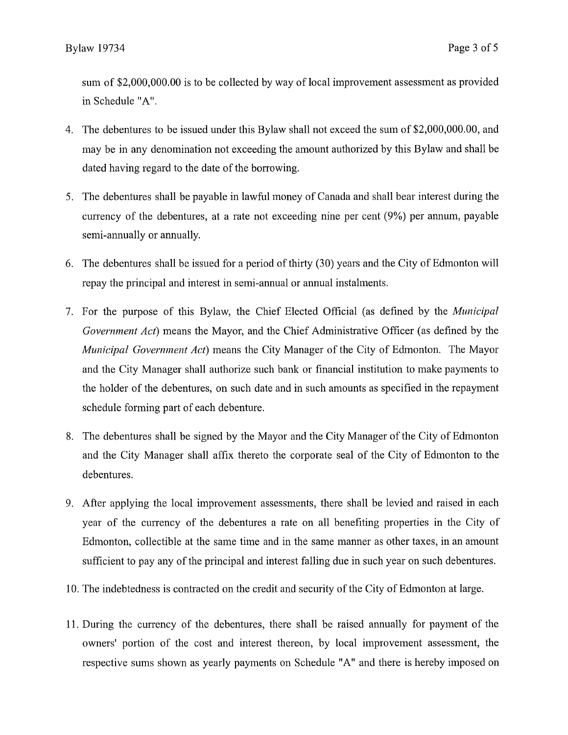sum of $2,000,000.00 is to be collected by way of local improvement assessment as provided in Schedule "A".

4. The debentures to be issued under this Bylaw shall not exceed the sum of $2,000,000.00, and may be in any denomination not exceeding the amount authorized by this Bylaw and shall be dated having regard to the date of the borrowing.

5. The debentures shall be payable in lawful money of Canada and shall bear interest during the currency of the debentures, at a rate not exceeding nine per cent (9%) per annum, payable semi-annually or annually.

6. The debentures shall be issued for a period of thirty (30) years and the City of Edmonton will repay the principal and interest in semi-annual or annual instalments.

7. For the purpose of this Bylaw, the Chief Elected Official (as defined by the *Municipal Government Act*) means the Mayor, and the Chief Administrative Officer (as defined by the *Municipal Government Act*) means the City Manager of the City of Edmonton. The Mayor and the City Manager shall authorize such bank or financial institution to make payments to the holder of the debentures, on such date and in such amounts as specified in the repayment schedule forming part of each debenture.

8. The debentures shall be signed by the Mayor and the City Manager of the City of Edmonton and the City Manager shall affix thereto the corporate seal of the City of Edmonton to the debentures.

9. After applying the local improvement assessments, there shall be levied and raised in each year of the currency of the debentures a rate on all benefiting properties in the City of Edmonton, collectible at the same time and in the same manner as other taxes, in an amount sufficient to pay any of the principal and interest falling due in such year on such debentures.

10. The indebtedness is contracted on the credit and security of the City of Edmonton at large.

11. During the currency of the debentures, there shall be raised annually for payment of the owners' portion of the cost and interest thereon, by local improvement assessment, the respective sums shown as yearly payments on Schedule "A" and there is hereby imposed on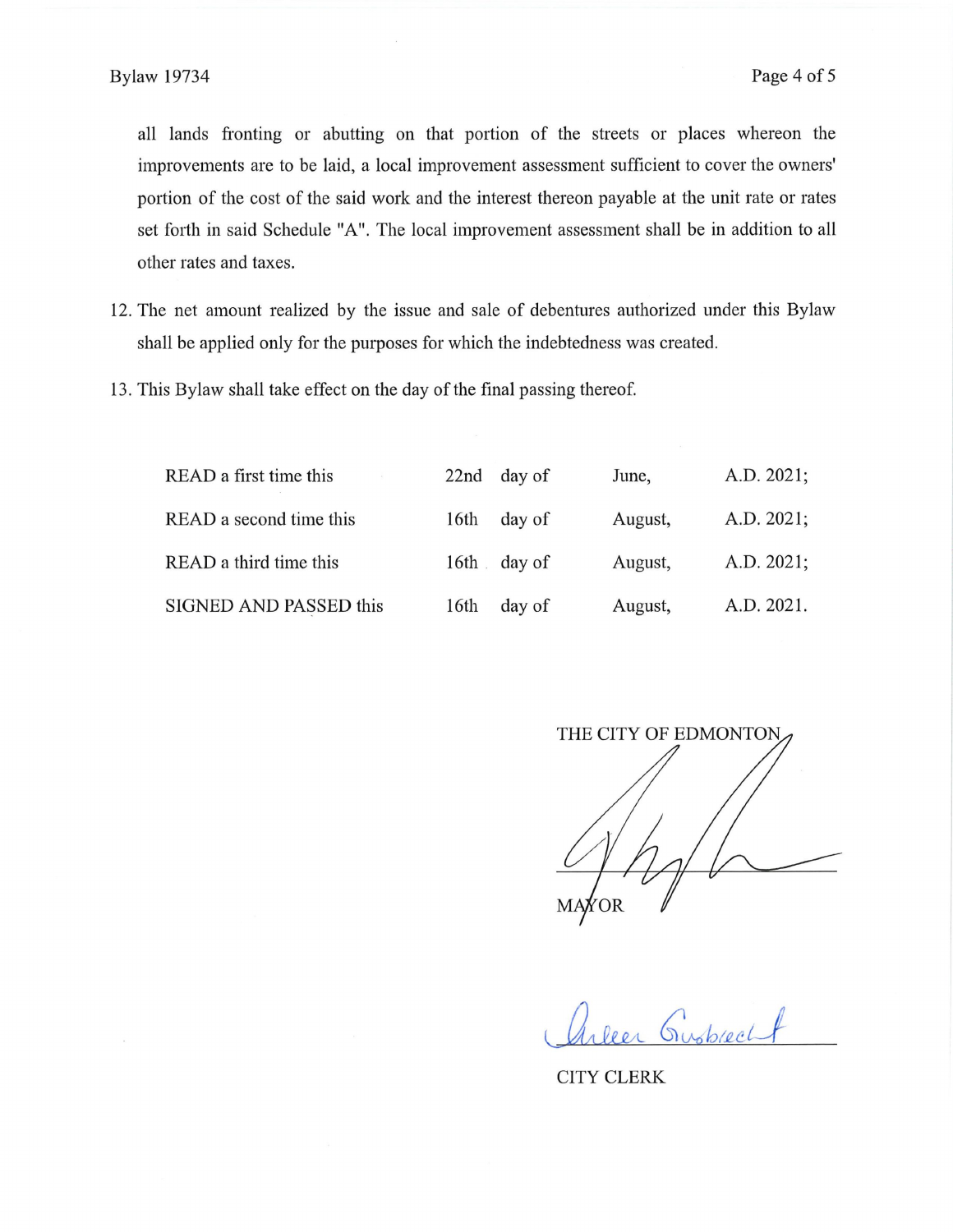all lands fronting or abutting on that portion of the streets or places whereon the improvements are to be laid, a local improvement assessment sufficient to cover the owners' portion of the cost of the said work and the interest thereon payable at the unit rate or rates set forth in said Schedule "A". The local improvement assessment shall be in addition to all other rates and taxes.

12. The net amount realized by the issue and sale of debentures authorized under this Bylaw shall be applied only for the purposes for which the indebtedness was created.

13. This Bylaw shall take effect on the day of the final passing thereof.

| | | | | |
|---|---|---|---|---|
| READ a first time this | 22nd | day of | June, | A.D. 2021; |
| READ a second time this | 16th | day of | August, | A.D. 2021; |
| READ a third time this | 16th | day of | August, | A.D. 2021; |
| SIGNED AND PASSED this | 16th | day of | August, | A.D. 2021. |

THE CITY OF EDMONTON

MAYOR

CITY CLERK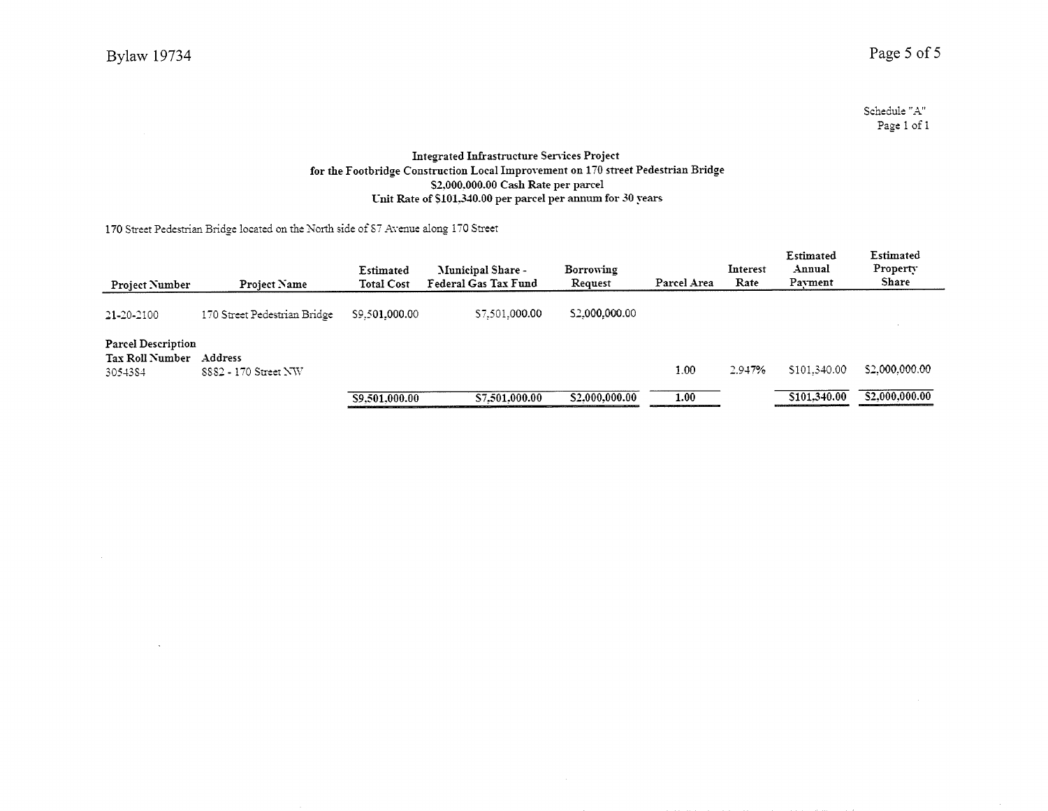Schedule "A"
Page 1 of 1

**Integrated Infrastructure Services Project**
**for the Footbridge Construction Local Improvement on 170 street Pedestrian Bridge**
**$2,000,000.00 Cash Rate per parcel**
**Unit Rate of $101,340.00 per parcel per annum for 30 years**

170 Street Pedestrian Bridge located on the North side of 87 Avenue along 170 Street

| Project Number | Project Name | Estimated Total Cost | Municipal Share - Federal Gas Tax Fund | Borrowing Request | Parcel Area | Interest Rate | Estimated Annual Payment | Estimated Property Share |
|---|---|---|---|---|---|---|---|---|
| 21-20-2100 | 170 Street Pedestrian Bridge | $9,501,000.00 | $7,501,000.00 | $2,000,000.00 | | | | |
| **Parcel Description** | | | | | | | | |
| **Tax Roll Number** | **Address** | | | | | | | |
| 3054384 | 8882 - 170 Street NW | | | | 1.00 | 2.947% | $101,340.00 | $2,000,000.00 |
| | | **$9,501,000.00** | **$7,501,000.00** | **$2,000,000.00** | **1.00** | | **$101,340.00** | **$2,000,000.00** |